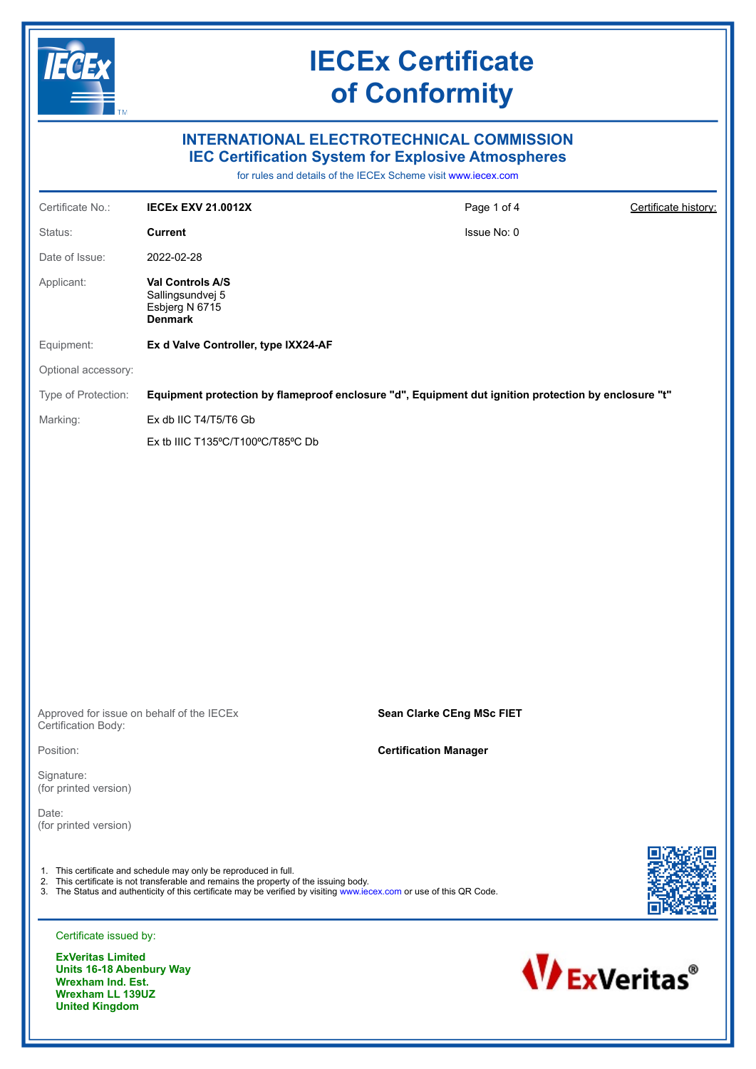# IECEx Certificate of Conformity

## INTERNATIONAL ELECTROTECHNICAL COMMISSION
## IEC Certification System for Explosive Atmospheres

for rules and details of the IECEx Scheme visit www.iecex.com

| | | | |
|---|---|---|---|
| Certificate No.: | **IECEx EXV 21.0012X** | Page 1 of 4 | Certificate history: |
| Status: | **Current** | Issue No: 0 | |
| Date of Issue: | 2022-02-28 | | |
| Applicant: | **Val Controls A/S**<br>Sallingsundvej 5<br>Esbjerg N 6715<br>**Denmark** | | |
| Equipment: | **Ex d Valve Controller, type IXX24-AF** | | |
| Optional accessory: | | | |
| Type of Protection: | **Equipment protection by flameproof enclosure "d", Equipment dut ignition protection by enclosure "t"** | | |
| Marking: | Ex db IIC T4/T5/T6 Gb<br>Ex tb IIIC T135ºC/T100ºC/T85ºC Db | | |

| | |
|---|---|
| Approved for issue on behalf of the IECEx Certification Body: | **Sean Clarke CEng MSc FIET** |
| Position: | **Certification Manager** |
| Signature:<br>(for printed version) | |
| Date:<br>(for printed version) | |

1. This certificate and schedule may only be reproduced in full.
2. This certificate is not transferable and remains the property of the issuing body.
3. The Status and authenticity of this certificate may be verified by visiting www.iecex.com or use of this QR Code.

Certificate issued by:

**ExVeritas Limited**
**Units 16-18 Abenbury Way**
**Wrexham Ind. Est.**
**Wrexham LL 139UZ**
**United Kingdom**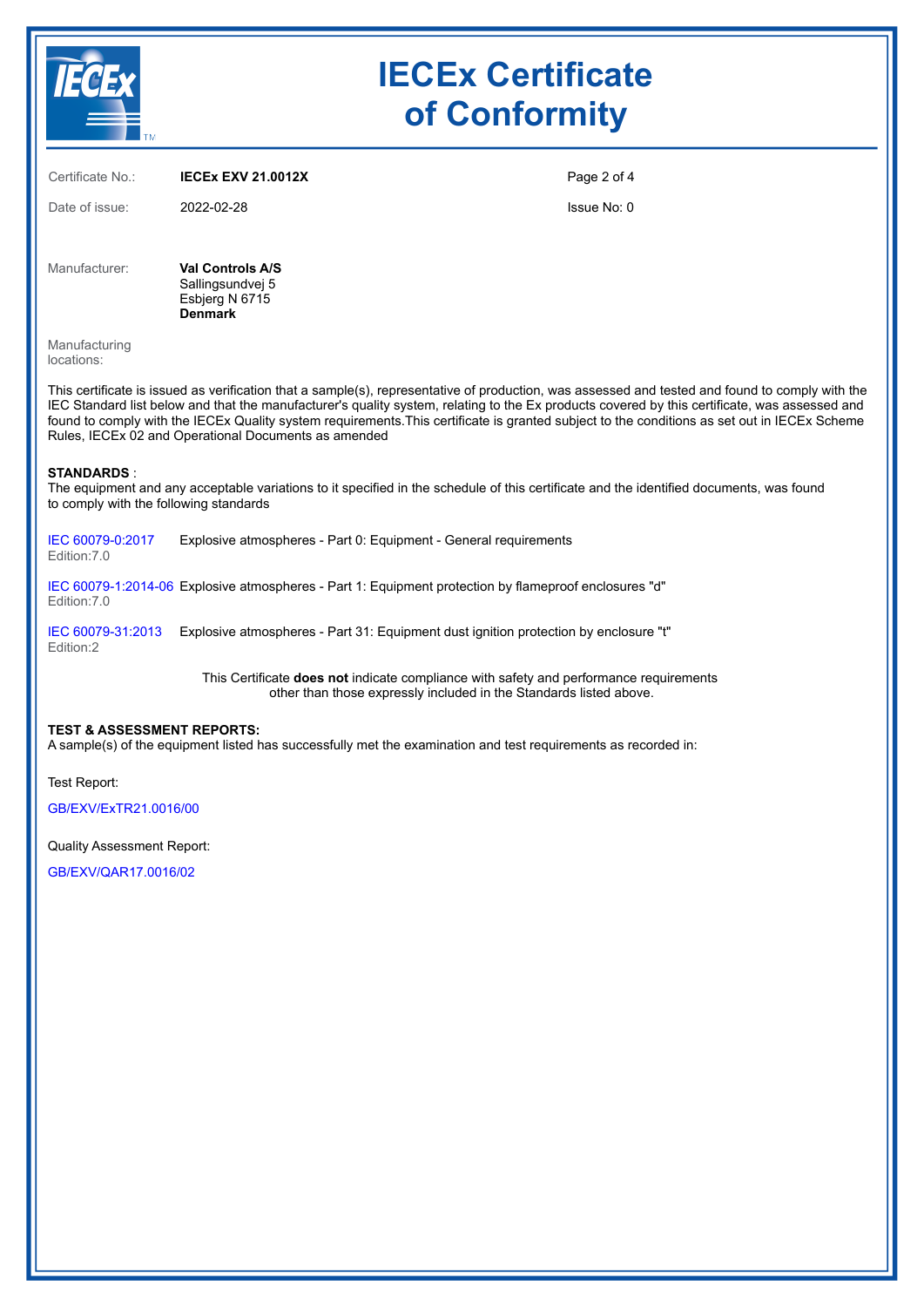# IECEx Certificate of Conformity

| | | | |
|---|---|---|---|
| Certificate No.: | **IECEx EXV 21.0012X** | | |
| Date of issue: | 2022-02-28 | | Issue No: 0 |

Manufacturer: **Val Controls A/S**
Sallingsundvej 5
Esbjerg N 6715
**Denmark**

Manufacturing locations:

This certificate is issued as verification that a sample(s), representative of production, was assessed and tested and found to comply with the IEC Standard list below and that the manufacturer's quality system, relating to the Ex products covered by this certificate, was assessed and found to comply with the IECEx Quality system requirements.This certificate is granted subject to the conditions as set out in IECEx Scheme Rules, IECEx 02 and Operational Documents as amended

**STANDARDS** :
The equipment and any acceptable variations to it specified in the schedule of this certificate and the identified documents, was found to comply with the following standards

| | |
|---|---|
| IEC 60079-0:2017 Edition:7.0 | Explosive atmospheres - Part 0: Equipment - General requirements |
| IEC 60079-1:2014-06 Edition:7.0 | Explosive atmospheres - Part 1: Equipment protection by flameproof enclosures "d" |
| IEC 60079-31:2013 Edition:2 | Explosive atmospheres - Part 31: Equipment dust ignition protection by enclosure "t" |

This Certificate **does not** indicate compliance with safety and performance requirements other than those expressly included in the Standards listed above.

**TEST & ASSESSMENT REPORTS:**
A sample(s) of the equipment listed has successfully met the examination and test requirements as recorded in:

Test Report:

GB/EXV/ExTR21.0016/00

Quality Assessment Report:

GB/EXV/QAR17.0016/02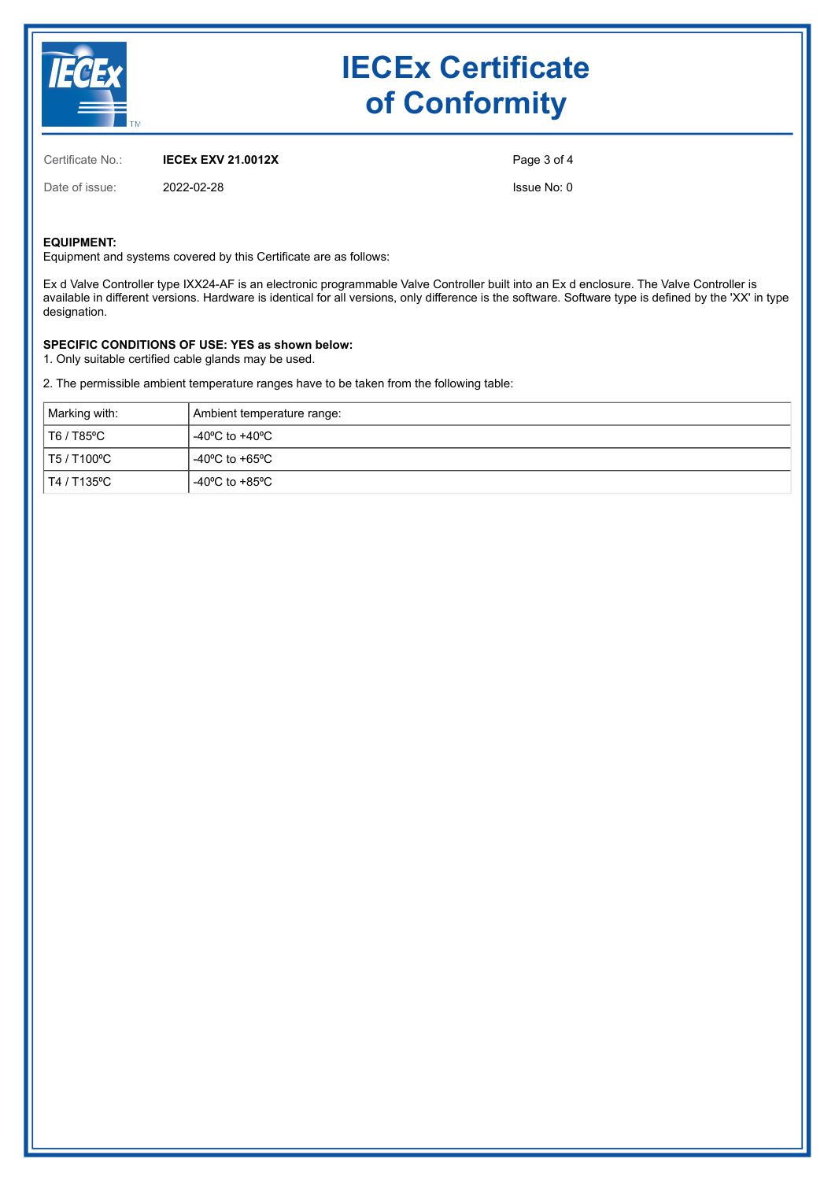# IECEx Certificate of Conformity

Certificate No.: **IECEx EXV 21.0012X**

Date of issue: 2022-02-28

Issue No: 0

**EQUIPMENT:**
Equipment and systems covered by this Certificate are as follows:

Ex d Valve Controller type IXX24-AF is an electronic programmable Valve Controller built into an Ex d enclosure. The Valve Controller is available in different versions. Hardware is identical for all versions, only difference is the software. Software type is defined by the 'XX' in type designation.

**SPECIFIC CONDITIONS OF USE: YES as shown below:**
1. Only suitable certified cable glands may be used.

2. The permissible ambient temperature ranges have to be taken from the following table:

| Marking with: | Ambient temperature range: |
|---|---|
| T6 / T85ºC | -40ºC to +40ºC |
| T5 / T100ºC | -40ºC to +65ºC |
| T4 / T135ºC | -40ºC to +85ºC |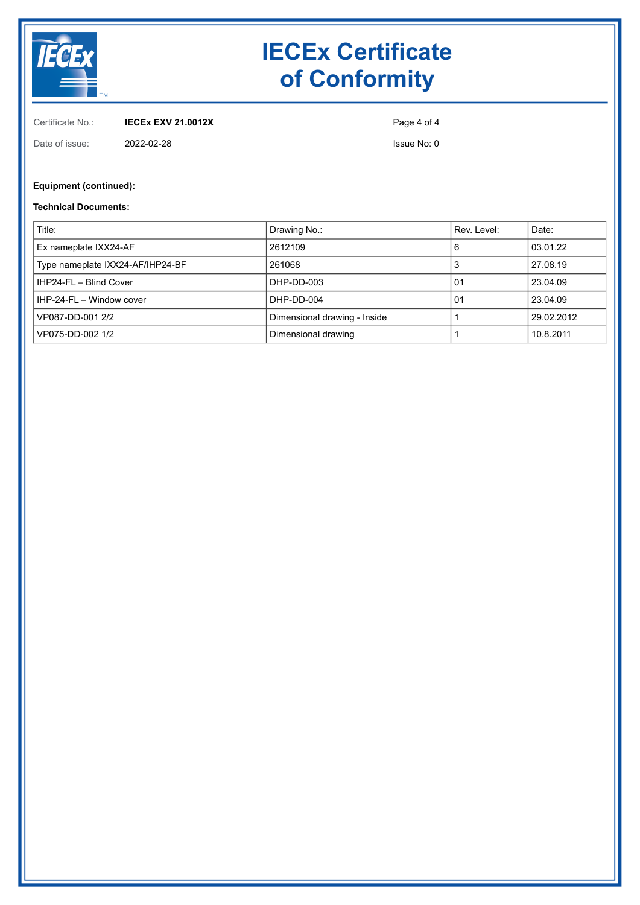# IECEx Certificate of Conformity

Certificate No.: **IECEx EXV 21.0012X**

Date of issue: 2022-02-28

Issue No: 0

**Equipment (continued):**

**Technical Documents:**

| Title: | Drawing No.: | Rev. Level: | Date: |
|---|---|---|---|
| Ex nameplate IXX24-AF | 2612109 | 6 | 03.01.22 |
| Type nameplate IXX24-AF/IHP24-BF | 261068 | 3 | 27.08.19 |
| IHP24-FL – Blind Cover | DHP-DD-003 | 01 | 23.04.09 |
| IHP-24-FL – Window cover | DHP-DD-004 | 01 | 23.04.09 |
| VP087-DD-001 2/2 | Dimensional drawing - Inside | 1 | 29.02.2012 |
| VP075-DD-002 1/2 | Dimensional drawing | 1 | 10.8.2011 |